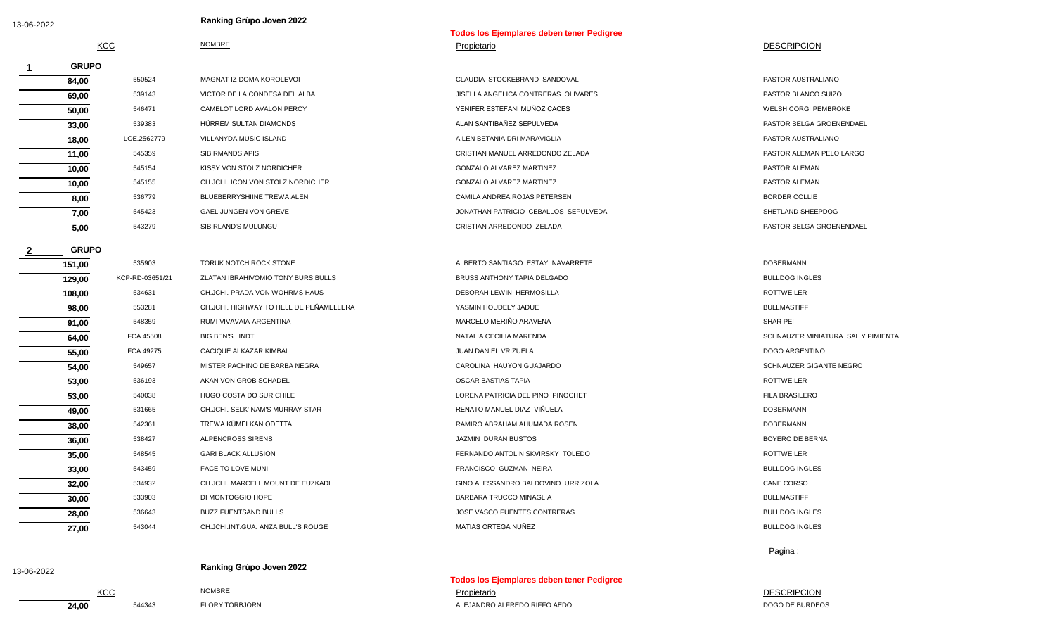13-06-2022

## Ranking Grùpo Joven 2022

**Todos los Ejemplares deben tener Pedigree**

| | KCC | NOMBRE | Propietario | DESCRIPCION |
|---|---|---|---|---|
| **1 GRUPO** | | | | |
| 84,00 | 550524 | MAGNAT IZ DOMA KOROLEVOI | CLAUDIA STOCKEBRAND SANDOVAL | PASTOR AUSTRALIANO |
| 69,00 | 539143 | VICTOR DE LA CONDESA DEL ALBA | JISELLA ANGELICA CONTRERAS OLIVARES | PASTOR BLANCO SUIZO |
| 50,00 | 546471 | CAMELOT LORD AVALON PERCY | YENIFER ESTEFANI MUÑOZ CACES | WELSH CORGI PEMBROKE |
| 33,00 | 539383 | HÜRREM SULTAN DIAMONDS | ALAN SANTIBAÑEZ SEPULVEDA | PASTOR BELGA GROENENDAEL |
| 18,00 | LOE.2562779 | VILLANYDA MUSIC ISLAND | AILEN BETANIA DRI MARAVIGLIA | PASTOR AUSTRALIANO |
| 11,00 | 545359 | SIBIRMANDS APIS | CRISTIAN MANUEL ARREDONDO ZELADA | PASTOR ALEMAN PELO LARGO |
| 10,00 | 545154 | KISSY VON STOLZ NORDICHER | GONZALO ALVAREZ MARTINEZ | PASTOR ALEMAN |
| 10,00 | 545155 | CH.JCHI. ICON VON STOLZ NORDICHER | GONZALO ALVAREZ MARTINEZ | PASTOR ALEMAN |
| 8,00 | 536779 | BLUEBERRYSHIINE TREWA ALEN | CAMILA ANDREA ROJAS PETERSEN | BORDER COLLIE |
| 7,00 | 545423 | GAEL JUNGEN VON GREVE | JONATHAN PATRICIO CEBALLOS SEPULVEDA | SHETLAND SHEEPDOG |
| 5,00 | 543279 | SIBIRLAND'S MULUNGU | CRISTIAN ARREDONDO ZELADA | PASTOR BELGA GROENENDAEL |
| **2 GRUPO** | | | | |
| 151,00 | 535903 | TORUK NOTCH ROCK STONE | ALBERTO SANTIAGO ESTAY NAVARRETE | DOBERMANN |
| 129,00 | KCP-RD-03651/21 | ZLATAN IBRAHIVOMIO TONY BURS BULLS | BRUSS ANTHONY TAPIA DELGADO | BULLDOG INGLES |
| 108,00 | 534631 | CH.JCHI. PRADA VON WOHRMS HAUS | DEBORAH LEWIN HERMOSILLA | ROTTWEILER |
| 98,00 | 553281 | CH.JCHI. HIGHWAY TO HELL DE PEÑAMELLERA | YASMIN HOUDELY JADUE | BULLMASTIFF |
| 91,00 | 548359 | RUMI VIVAVAIA-ARGENTINA | MARCELO MERIÑO ARAVENA | SHAR PEI |
| 64,00 | FCA.45508 | BIG BEN'S LINDT | NATALIA CECILIA MARENDA | SCHNAUZER MINIATURA SAL Y PIMIENTA |
| 55,00 | FCA.49275 | CACIQUE ALKAZAR KIMBAL | JUAN DANIEL VRIZUELA | DOGO ARGENTINO |
| 54,00 | 549657 | MISTER PACHINO DE BARBA NEGRA | CAROLINA HAUYON GUAJARDO | SCHNAUZER GIGANTE NEGRO |
| 53,00 | 536193 | AKAN VON GROB SCHADEL | OSCAR BASTIAS TAPIA | ROTTWEILER |
| 53,00 | 540038 | HUGO COSTA DO SUR CHILE | LORENA PATRICIA DEL PINO PINOCHET | FILA BRASILERO |
| 49,00 | 531665 | CH.JCHI. SELK' NAM'S MURRAY STAR | RENATO MANUEL DIAZ VIÑUELA | DOBERMANN |
| 38,00 | 542361 | TREWA KÜMELKAN ODETTA | RAMIRO ABRAHAM AHUMADA ROSEN | DOBERMANN |
| 36,00 | 538427 | ALPENCROSS SIRENS | JAZMIN DURAN BUSTOS | BOYERO DE BERNA |
| 35,00 | 548545 | GARI BLACK ALLUSION | FERNANDO ANTOLIN SKVIRSKY TOLEDO | ROTTWEILER |
| 33,00 | 543459 | FACE TO LOVE MUNI | FRANCISCO GUZMAN NEIRA | BULLDOG INGLES |
| 32,00 | 534932 | CH.JCHI. MARCELL MOUNT DE EUZKADI | GINO ALESSANDRO BALDOVINO URRIZOLA | CANE CORSO |
| 30,00 | 533903 | DI MONTOGGIO HOPE | BARBARA TRUCCO MINAGLIA | BULLMASTIFF |
| 28,00 | 536643 | BUZZ FUENTSAND BULLS | JOSE VASCO FUENTES CONTRERAS | BULLDOG INGLES |
| 27,00 | 543044 | CH.JCHI.INT.GUA. ANZA BULL'S ROUGE | MATIAS ORTEGA NUÑEZ | BULLDOG INGLES |
| 24,00 | 544343 | FLORY TORBJORN | ALEJANDRO ALFREDO RIFFO AEDO | DOGO DE BURDEOS |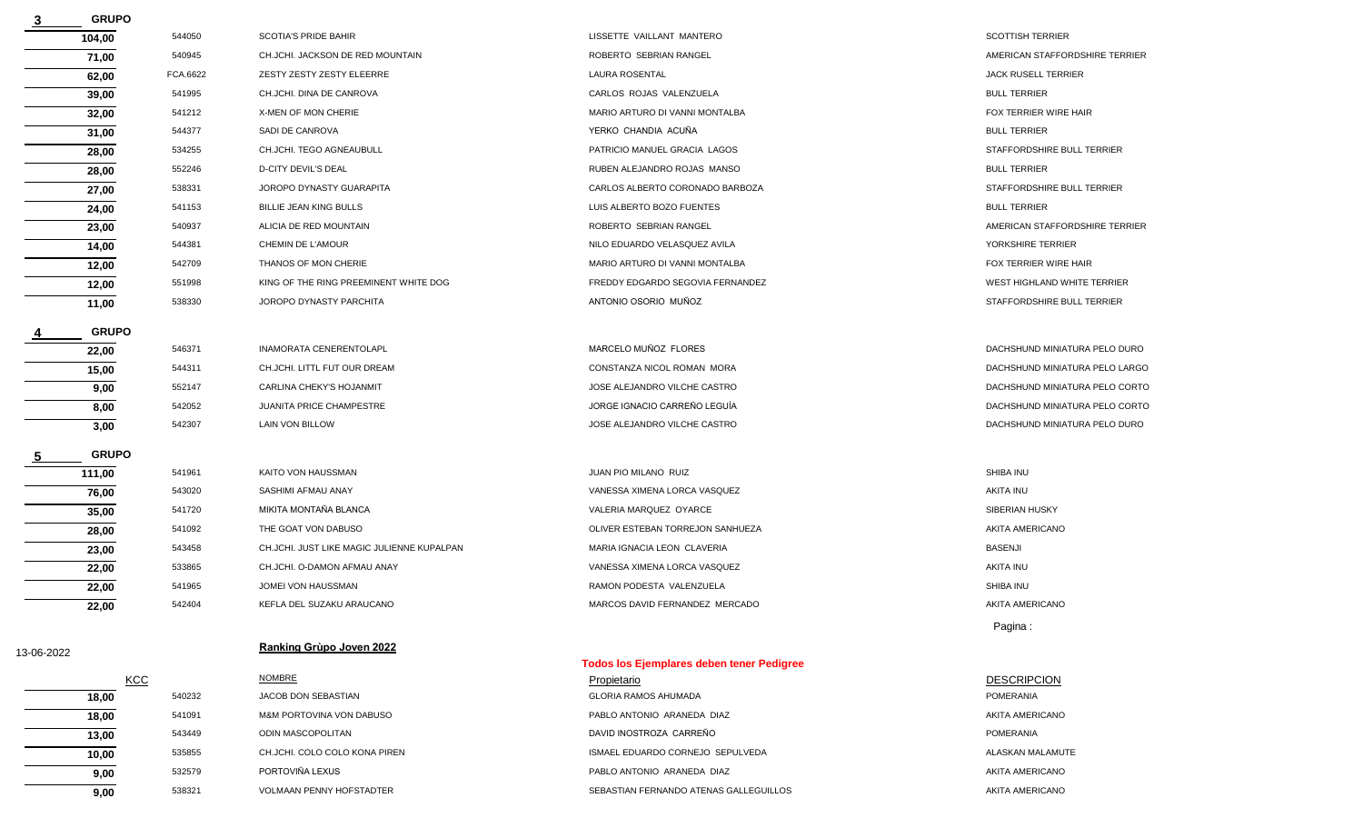**3 GRUPO**

| | | | | |
|---|---|---|---|---|
| 104,00 | 544050 | SCOTIA'S PRIDE BAHIR | LISSETTE VAILLANT MANTERO | SCOTTISH TERRIER |
| 71,00 | 540945 | CH.JCHI. JACKSON DE RED MOUNTAIN | ROBERTO SEBRIAN RANGEL | AMERICAN STAFFORDSHIRE TERRIER |
| 62,00 | FCA.6622 | ZESTY ZESTY ZESTY ELEERRE | LAURA ROSENTAL | JACK RUSELL TERRIER |
| 39,00 | 541995 | CH.JCHI. DINA DE CANROVA | CARLOS ROJAS VALENZUELA | BULL TERRIER |
| 32,00 | 541212 | X-MEN OF MON CHERIE | MARIO ARTURO DI VANNI MONTALBA | FOX TERRIER WIRE HAIR |
| 31,00 | 544377 | SADI DE CANROVA | YERKO CHANDIA ACUÑA | BULL TERRIER |
| 28,00 | 534255 | CH.JCHI. TEGO AGNEAUBULL | PATRICIO MANUEL GRACIA LAGOS | STAFFORDSHIRE BULL TERRIER |
| 28,00 | 552246 | D-CITY DEVIL'S DEAL | RUBEN ALEJANDRO ROJAS MANSO | BULL TERRIER |
| 27,00 | 538331 | JOROPO DYNASTY GUARAPITA | CARLOS ALBERTO CORONADO BARBOZA | STAFFORDSHIRE BULL TERRIER |
| 24,00 | 541153 | BILLIE JEAN KING BULLS | LUIS ALBERTO BOZO FUENTES | BULL TERRIER |
| 23,00 | 540937 | ALICIA DE RED MOUNTAIN | ROBERTO SEBRIAN RANGEL | AMERICAN STAFFORDSHIRE TERRIER |
| 14,00 | 544381 | CHEMIN DE L'AMOUR | NILO EDUARDO VELASQUEZ AVILA | YORKSHIRE TERRIER |
| 12,00 | 542709 | THANOS OF MON CHERIE | MARIO ARTURO DI VANNI MONTALBA | FOX TERRIER WIRE HAIR |
| 12,00 | 551998 | KING OF THE RING PREEMINENT WHITE DOG | FREDDY EDGARDO SEGOVIA FERNANDEZ | WEST HIGHLAND WHITE TERRIER |
| 11,00 | 538330 | JOROPO DYNASTY PARCHITA | ANTONIO OSORIO MUÑOZ | STAFFORDSHIRE BULL TERRIER |

**4 GRUPO**

| | | | | |
|---|---|---|---|---|
| 22,00 | 546371 | INAMORATA CENERENTOLAPL | MARCELO MUÑOZ FLORES | DACHSHUND MINIATURA PELO DURO |
| 15,00 | 544311 | CH.JCHI. LITTL FUT OUR DREAM | CONSTANZA NICOL ROMAN MORA | DACHSHUND MINIATURA PELO LARGO |
| 9,00 | 552147 | CARLINA CHEKY'S HOJANMIT | JOSE ALEJANDRO VILCHE CASTRO | DACHSHUND MINIATURA PELO CORTO |
| 8,00 | 542052 | JUANITA PRICE CHAMPESTRE | JORGE IGNACIO CARREÑO LEGUÍA | DACHSHUND MINIATURA PELO CORTO |
| 3,00 | 542307 | LAIN VON BILLOW | JOSE ALEJANDRO VILCHE CASTRO | DACHSHUND MINIATURA PELO DURO |

**5 GRUPO**

| | | | | |
|---|---|---|---|---|
| 111,00 | 541961 | KAITO VON HAUSSMAN | JUAN PIO MILANO RUIZ | SHIBA INU |
| 76,00 | 543020 | SASHIMI AFMAU ANAY | VANESSA XIMENA LORCA VASQUEZ | AKITA INU |
| 35,00 | 541720 | MIKITA MONTAÑA BLANCA | VALERIA MARQUEZ OYARCE | SIBERIAN HUSKY |
| 28,00 | 541092 | THE GOAT VON DABUSO | OLIVER ESTEBAN TORREJON SANHUEZA | AKITA AMERICANO |
| 23,00 | 543458 | CH.JCHI. JUST LIKE MAGIC JULIENNE KUPALPAN | MARIA IGNACIA LEON CLAVERIA | BASENJI |
| 22,00 | 533865 | CH.JCHI. O-DAMON AFMAU ANAY | VANESSA XIMENA LORCA VASQUEZ | AKITA INU |
| 22,00 | 541965 | JOMEI VON HAUSSMAN | RAMON PODESTA VALENZUELA | SHIBA INU |
| 22,00 | 542404 | KEFLA DEL SUZAKU ARAUCANO | MARCOS DAVID FERNANDEZ MERCADO | AKITA AMERICANO |

13-06-2022

## Ranking Grùpo Joven 2022

**Todos los Ejemplares deben tener Pedigree**

| | KCC | NOMBRE | Propietario | DESCRIPCION |
|---|---|---|---|---|
| 18,00 | 540232 | JACOB DON SEBASTIAN | GLORIA RAMOS AHUMADA | POMERANIA |
| 18,00 | 541091 | M&M PORTOVINA VON DABUSO | PABLO ANTONIO ARANEDA DIAZ | AKITA AMERICANO |
| 13,00 | 543449 | ODIN MASCOPOLITAN | DAVID INOSTROZA CARREÑO | POMERANIA |
| 10,00 | 535855 | CH.JCHI. COLO COLO KONA PIREN | ISMAEL EDUARDO CORNEJO SEPULVEDA | ALASKAN MALAMUTE |
| 9,00 | 532579 | PORTOVIÑA LEXUS | PABLO ANTONIO ARANEDA DIAZ | AKITA AMERICANO |
| 9,00 | 538321 | VOLMAAN PENNY HOFSTADTER | SEBASTIAN FERNANDO ATENAS GALLEGUILLOS | AKITA AMERICANO |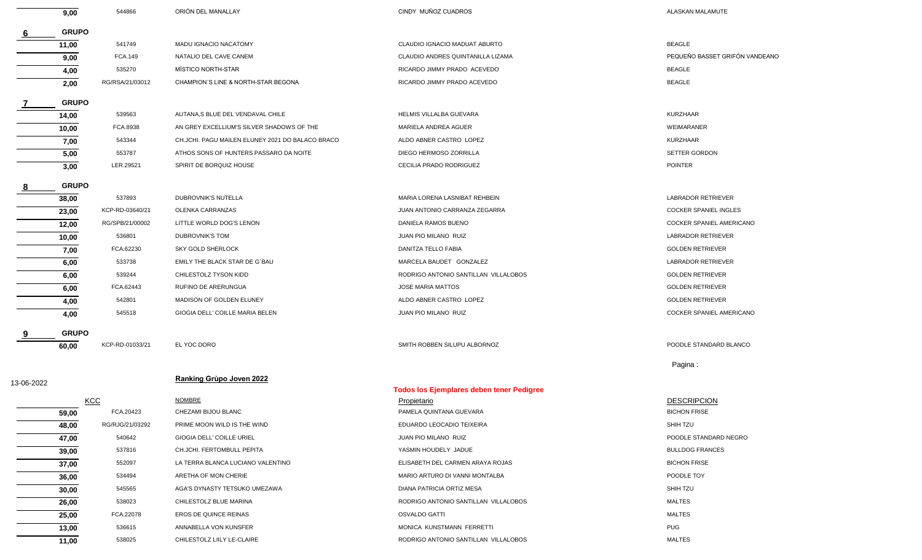| | | | | |
|---|---|---|---|---|
| 9,00 | 544866 | ORIÓN DEL MANALLAY | CINDY MUÑOZ CUADROS | ALASKAN MALAMUTE |

**6 GRUPO**

| | | | | |
|---|---|---|---|---|
| 11,00 | 541749 | MADU IGNACIO NACATOMY | CLAUDIO IGNACIO MADUAT ABURTO | BEAGLE |
| 9,00 | FCA.149 | NATALIO DEL CAVE CANEM | CLAUDIO ANDRES QUINTANILLA LIZAMA | PEQUEÑO BASSET GRIFÓN VANDEANO |
| 4,00 | 535270 | MÍSTICO NORTH-STAR | RICARDO JIMMY PRADO ACEVEDO | BEAGLE |
| 2,00 | RG/RSA/21/03012 | CHAMPION´S LINE & NORTH-STAR BEGONA | RICARDO JIMMY PRADO ACEVEDO | BEAGLE |

**7 GRUPO**

| | | | | |
|---|---|---|---|---|
| 14,00 | 539563 | AUTANA,S BLUE DEL VENDAVAL CHILE | HELMIS VILLALBA GUEVARA | KURZHAAR |
| 10,00 | FCA.8938 | AN GREY EXCELLIUM'S SILVER SHADOWS OF THE | MARIELA ANDREA AGUER | WEIMARANER |
| 7,00 | 543344 | CH.JCHI. PAGU MAILEN ELUNEY 2021 DO BALACO BRACO | ALDO ABNER CASTRO LOPEZ | KURZHAAR |
| 5,00 | 553787 | ATHOS SONS OF HUNTERS PASSARO DA NOITE | DIEGO HERMOSO ZORRILLA | SETTER GORDON |
| 3,00 | LER.29521 | SPIRIT DE BORQUIZ HOUSE | CECILIA PRADO RODRIGUEZ | POINTER |

**8 GRUPO**

| | | | | |
|---|---|---|---|---|
| 38,00 | 537893 | DUBROVNIK'S NUTELLA | MARIA LORENA LASNIBAT REHBEIN | LABRADOR RETRIEVER |
| 23,00 | KCP-RD-03640/21 | OLENKA CARRANZAS | JUAN ANTONIO CARRANZA ZEGARRA | COCKER SPANIEL INGLES |
| 12,00 | RG/SPB/21/00002 | LITTLE WORLD DOG'S LENON | DANIELA RAMOS BUENO | COCKER SPANIEL AMERICANO |
| 10,00 | 536801 | DUBROVNIK'S TOM | JUAN PIO MILANO RUIZ | LABRADOR RETRIEVER |
| 7,00 | FCA.62230 | SKY GOLD SHERLOCK | DANITZA TELLO FABIA | GOLDEN RETRIEVER |
| 6,00 | 533738 | EMILY THE BLACK STAR DE G`BAU | MARCELA BAUDET GONZALEZ | LABRADOR RETRIEVER |
| 6,00 | 539244 | CHILESTOLZ TYSON KIDD | RODRIGO ANTONIO SANTILLAN VILLALOBOS | GOLDEN RETRIEVER |
| 6,00 | FCA.62443 | RUFINO DE ARERUNGUA | JOSE MARIA MATTOS | GOLDEN RETRIEVER |
| 4,00 | 542801 | MADISON OF GOLDEN ELUNEY | ALDO ABNER CASTRO LOPEZ | GOLDEN RETRIEVER |
| 4,00 | 545518 | GIOGIA DELL' COILLE MARIA BELEN | JUAN PIO MILANO RUIZ | COCKER SPANIEL AMERICANO |

**9 GRUPO**

| | | | | |
|---|---|---|---|---|
| 60,00 | KCP-RD-01033/21 | EL YOC DORO | SMITH ROBBEN SILUPU ALBORNOZ | POODLE STANDARD BLANCO |

13-06-2022

**Ranking Grùpo Joven 2022**

**Todos los Ejemplares deben tener Pedigree**

| | KCC | NOMBRE | Propietario | DESCRIPCION |
|---|---|---|---|---|
| 59,00 | FCA.20423 | CHEZAMI BIJOU BLANC | PAMELA QUINTANA GUEVARA | BICHON FRISE |
| 48,00 | RG/RJG/21/03292 | PRIME MOON WILD IS THE WIND | EDUARDO LEOCADIO TEIXEIRA | SHIH TZU |
| 47,00 | 540642 | GIOGIA DELL' COILLE URIEL | JUAN PIO MILANO RUIZ | POODLE STANDARD NEGRO |
| 39,00 | 537816 | CH.JCHI. FERTOMBULL PEPITA | YASMIN HOUDELY JADUE | BULLDOG FRANCES |
| 37,00 | 552097 | LA TERRA BLANCA LUCIANO VALENTINO | ELISABETH DEL CARMEN ARAYA ROJAS | BICHON FRISE |
| 36,00 | 534494 | ARETHA OF MON CHERIE | MARIO ARTURO DI VANNI MONTALBA | POODLE TOY |
| 30,00 | 545565 | AGA'S DYNASTY TETSUKO UMEZAWA | DIANA PATRICIA ORTIZ MESA | SHIH TZU |
| 26,00 | 538023 | CHILESTOLZ BLUE MARINA | RODRIGO ANTONIO SANTILLAN VILLALOBOS | MALTES |
| 25,00 | FCA.22078 | EROS DE QUINCE REINAS | OSVALDO GATTI | MALTES |
| 13,00 | 536615 | ANNABELLA VON KUNSFER | MONICA KUNSTMANN FERRETTI | PUG |
| 11,00 | 538025 | CHILESTOLZ LIILY LE-CLAIRE | RODRIGO ANTONIO SANTILLAN VILLALOBOS | MALTES |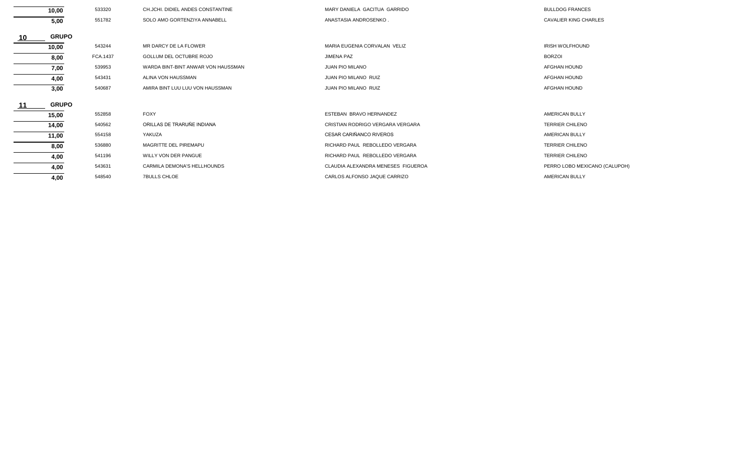| | | | | |
|---|---|---|---|---|
| 10,00 | 533320 | CH.JCHI. DIDIEL ANDES CONSTANTINE | MARY DANIELA GACITUA GARRIDO | BULLDOG FRANCES |
| 5,00 | 551782 | SOLO AMO GORTENZIYA ANNABELL | ANASTASIA ANDROSENKO . | CAVALIER KING CHARLES |

**10 GRUPO**

| | | | | |
|---|---|---|---|---|
| 10,00 | 543244 | MR DARCY DE LA FLOWER | MARIA EUGENIA CORVALAN VELIZ | IRISH WOLFHOUND |
| 8,00 | FCA.1437 | GOLLUM DEL OCTUBRE ROJO | JIMENA PAZ | BORZOI |
| 7,00 | 539953 | WARDA BINT-BINT ANWAR VON HAUSSMAN | JUAN PIO MILANO | AFGHAN HOUND |
| 4,00 | 543431 | ALINA VON HAUSSMAN | JUAN PIO MILANO RUIZ | AFGHAN HOUND |
| 3,00 | 540687 | AMIRA BINT LUU LUU VON HAUSSMAN | JUAN PIO MILANO RUIZ | AFGHAN HOUND |

**11 GRUPO**

| | | | | |
|---|---|---|---|---|
| 15,00 | 552858 | FOXY | ESTEBAN BRAVO HERNANDEZ | AMERICAN BULLY |
| 14,00 | 540562 | ORILLAS DE TRARUÑE INDIANA | CRISTIAN RODRIGO VERGARA VERGARA | TERRIER CHILENO |
| 11,00 | 554158 | YAKUZA | CESAR CARIÑANCO RIVEROS | AMERICAN BULLY |
| 8,00 | 536880 | MAGRITTE DEL PIREMAPU | RICHARD PAUL REBOLLEDO VERGARA | TERRIER CHILENO |
| 4,00 | 541196 | WILLY VON DER PANGUE | RICHARD PAUL REBOLLEDO VERGARA | TERRIER CHILENO |
| 4,00 | 543631 | CARMILA DEMONA'S HELLHOUNDS | CLAUDIA ALEXANDRA MENESES FIGUEROA | PERRO LOBO MEXICANO (CALUPOH) |
| 4,00 | 548540 | 7BULLS CHLOE | CARLOS ALFONSO JAQUE CARRIZO | AMERICAN BULLY |